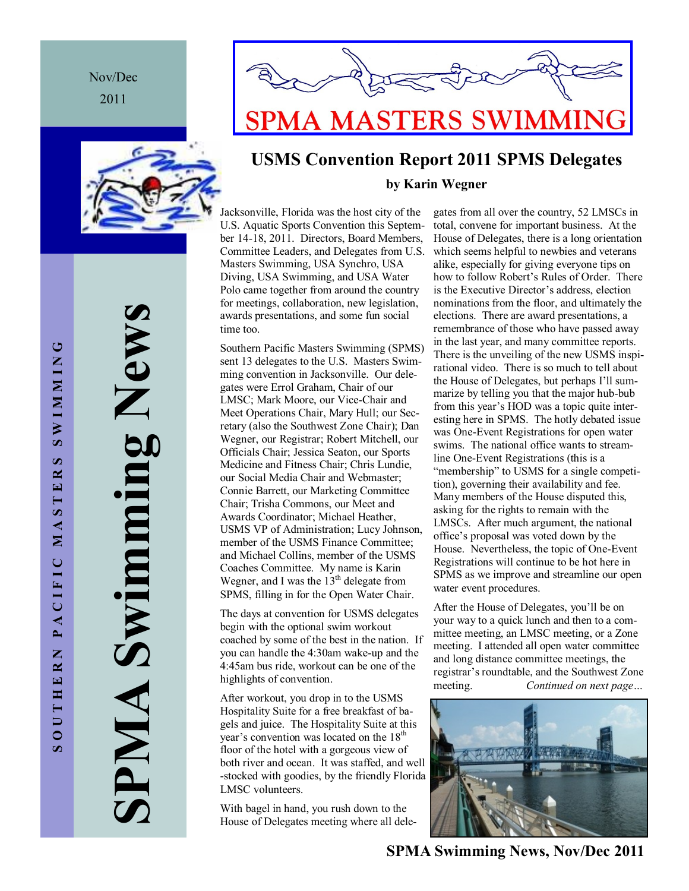Nov/Dec 2011

# SPMA MASTERS SWIMMING

SOUTHERN PACIFIC MASTERS SWIMMING

SPMA Swimming News

## USMS Convention Report 2011 SPMS Delegates

**by Karin Wegner**

Jacksonville, Florida was the host city of the U.S. Aquatic Sports Convention this September 14-18, 2011. Directors, Board Members, Committee Leaders, and Delegates from U.S. Masters Swimming, USA Synchro, USA Diving, USA Swimming, and USA Water Polo came together from around the country for meetings, collaboration, new legislation, awards presentations, and some fun social time too.

Southern Pacific Masters Swimming (SPMS) sent 13 delegates to the U.S. Masters Swimming convention in Jacksonville. Our delegates were Errol Graham, Chair of our LMSC; Mark Moore, our Vice-Chair and Meet Operations Chair, Mary Hull; our Secretary (also the Southwest Zone Chair); Dan Wegner, our Registrar; Robert Mitchell, our Officials Chair; Jessica Seaton, our Sports Medicine and Fitness Chair; Chris Lundie, our Social Media Chair and Webmaster; Connie Barrett, our Marketing Committee Chair; Trisha Commons, our Meet and Awards Coordinator; Michael Heather, USMS VP of Administration; Lucy Johnson, member of the USMS Finance Committee; and Michael Collins, member of the USMS Coaches Committee. My name is Karin Wegner, and I was the 13th delegate from SPMS, filling in for the Open Water Chair.

The days at convention for USMS delegates begin with the optional swim workout coached by some of the best in the nation. If you can handle the 4:30am wake-up and the 4:45am bus ride, workout can be one of the highlights of convention.

After workout, you drop in to the USMS Hospitality Suite for a free breakfast of bagels and juice. The Hospitality Suite at this year's convention was located on the 18th floor of the hotel with a gorgeous view of both river and ocean. It was staffed, and well-stocked with goodies, by the friendly Florida LMSC volunteers.

With bagel in hand, you rush down to the House of Delegates meeting where all delegates from all over the country, 52 LMSCs in total, convene for important business. At the House of Delegates, there is a long orientation which seems helpful to newbies and veterans alike, especially for giving everyone tips on how to follow Robert's Rules of Order. There is the Executive Director's address, election nominations from the floor, and ultimately the elections. There are award presentations, a remembrance of those who have passed away in the last year, and many committee reports. There is the unveiling of the new USMS inspirational video. There is so much to tell about the House of Delegates, but perhaps I'll summarize by telling you that the major hub-bub from this year's HOD was a topic quite interesting here in SPMS. The hotly debated issue was One-Event Registrations for open water swims. The national office wants to streamline One-Event Registrations (this is a "membership" to USMS for a single competition), governing their availability and fee. Many members of the House disputed this, asking for the rights to remain with the LMSCs. After much argument, the national office's proposal was voted down by the House. Nevertheless, the topic of One-Event Registrations will continue to be hot here in SPMS as we improve and streamline our open water event procedures.

After the House of Delegates, you'll be on your way to a quick lunch and then to a committee meeting, an LMSC meeting, or a Zone meeting. I attended all open water committee and long distance committee meetings, the registrar's roundtable, and the Southwest Zone meeting. *Continued on next page…*

**SPMA Swimming News, Nov/Dec 2011**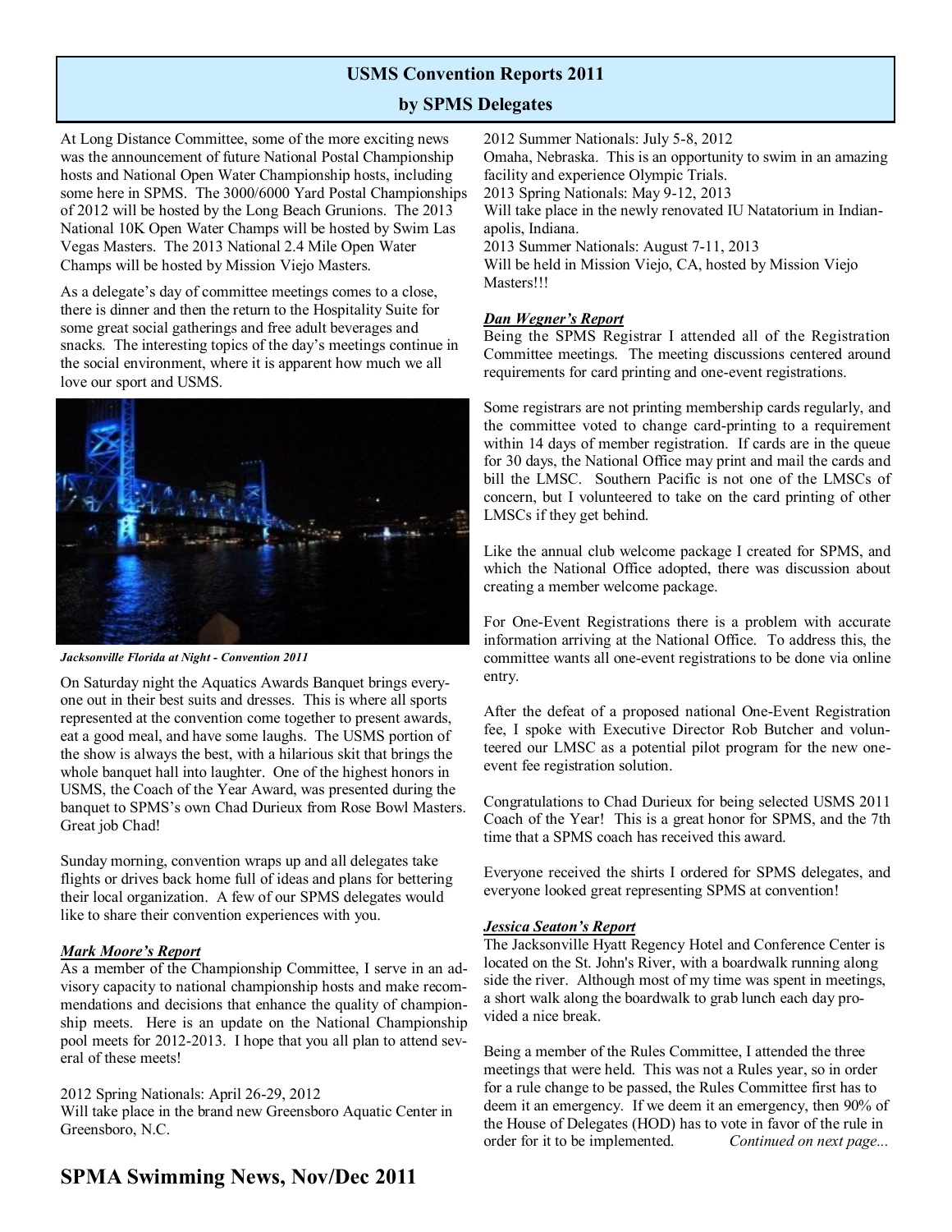## USMS Convention Reports 2011

### by SPMS Delegates

At Long Distance Committee, some of the more exciting news was the announcement of future National Postal Championship hosts and National Open Water Championship hosts, including some here in SPMS. The 3000/6000 Yard Postal Championships of 2012 will be hosted by the Long Beach Grunions. The 2013 National 10K Open Water Champs will be hosted by Swim Las Vegas Masters. The 2013 National 2.4 Mile Open Water Champs will be hosted by Mission Viejo Masters.

As a delegate's day of committee meetings comes to a close, there is dinner and then the return to the Hospitality Suite for some great social gatherings and free adult beverages and snacks. The interesting topics of the day's meetings continue in the social environment, where it is apparent how much we all love our sport and USMS.

*Jacksonville Florida at Night - Convention 2011*

On Saturday night the Aquatics Awards Banquet brings everyone out in their best suits and dresses. This is where all sports represented at the convention come together to present awards, eat a good meal, and have some laughs. The USMS portion of the show is always the best, with a hilarious skit that brings the whole banquet hall into laughter. One of the highest honors in USMS, the Coach of the Year Award, was presented during the banquet to SPMS's own Chad Durieux from Rose Bowl Masters. Great job Chad!

Sunday morning, convention wraps up and all delegates take flights or drives back home full of ideas and plans for bettering their local organization. A few of our SPMS delegates would like to share their convention experiences with you.

***Mark Moore's Report***

As a member of the Championship Committee, I serve in an advisory capacity to national championship hosts and make recommendations and decisions that enhance the quality of championship meets. Here is an update on the National Championship pool meets for 2012-2013. I hope that you all plan to attend several of these meets!

2012 Spring Nationals: April 26-29, 2012
Will take place in the brand new Greensboro Aquatic Center in Greensboro, N.C.

2012 Summer Nationals: July 5-8, 2012
Omaha, Nebraska. This is an opportunity to swim in an amazing facility and experience Olympic Trials.
2013 Spring Nationals: May 9-12, 2013
Will take place in the newly renovated IU Natatorium in Indianapolis, Indiana.
2013 Summer Nationals: August 7-11, 2013
Will be held in Mission Viejo, CA, hosted by Mission Viejo Masters!!!

***Dan Wegner's Report***

Being the SPMS Registrar I attended all of the Registration Committee meetings. The meeting discussions centered around requirements for card printing and one-event registrations.

Some registrars are not printing membership cards regularly, and the committee voted to change card-printing to a requirement within 14 days of member registration. If cards are in the queue for 30 days, the National Office may print and mail the cards and bill the LMSC. Southern Pacific is not one of the LMSCs of concern, but I volunteered to take on the card printing of other LMSCs if they get behind.

Like the annual club welcome package I created for SPMS, and which the National Office adopted, there was discussion about creating a member welcome package.

For One-Event Registrations there is a problem with accurate information arriving at the National Office. To address this, the committee wants all one-event registrations to be done via online entry.

After the defeat of a proposed national One-Event Registration fee, I spoke with Executive Director Rob Butcher and volunteered our LMSC as a potential pilot program for the new one-event fee registration solution.

Congratulations to Chad Durieux for being selected USMS 2011 Coach of the Year! This is a great honor for SPMS, and the 7th time that a SPMS coach has received this award.

Everyone received the shirts I ordered for SPMS delegates, and everyone looked great representing SPMS at convention!

***Jessica Seaton's Report***

The Jacksonville Hyatt Regency Hotel and Conference Center is located on the St. John's River, with a boardwalk running along side the river. Although most of my time was spent in meetings, a short walk along the boardwalk to grab lunch each day provided a nice break.

Being a member of the Rules Committee, I attended the three meetings that were held. This was not a Rules year, so in order for a rule change to be passed, the Rules Committee first has to deem it an emergency. If we deem it an emergency, then 90% of the House of Delegates (HOD) has to vote in favor of the rule in order for it to be implemented. *Continued on next page...*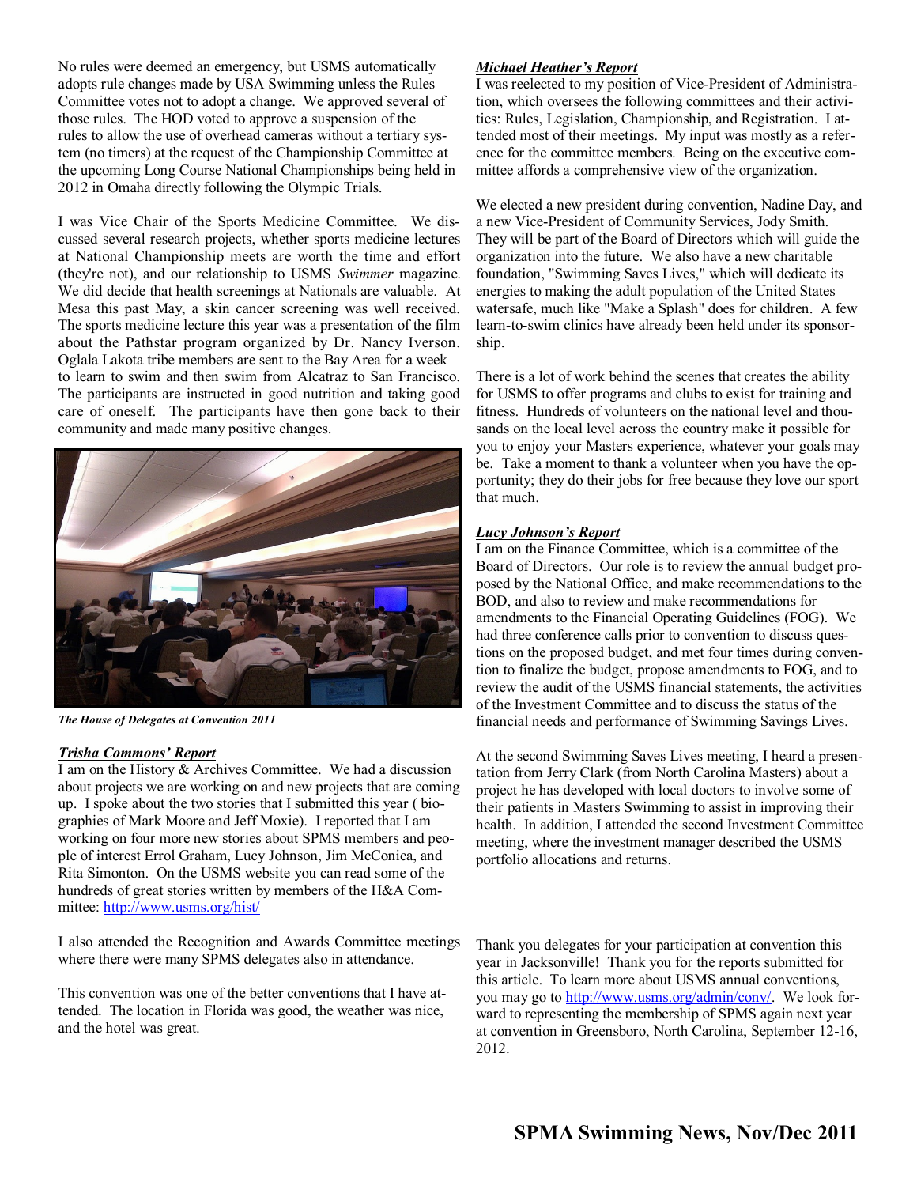No rules were deemed an emergency, but USMS automatically adopts rule changes made by USA Swimming unless the Rules Committee votes not to adopt a change. We approved several of those rules. The HOD voted to approve a suspension of the rules to allow the use of overhead cameras without a tertiary system (no timers) at the request of the Championship Committee at the upcoming Long Course National Championships being held in 2012 in Omaha directly following the Olympic Trials.

I was Vice Chair of the Sports Medicine Committee. We discussed several research projects, whether sports medicine lectures at National Championship meets are worth the time and effort (they're not), and our relationship to USMS *Swimmer* magazine. We did decide that health screenings at Nationals are valuable. At Mesa this past May, a skin cancer screening was well received. The sports medicine lecture this year was a presentation of the film about the Pathstar program organized by Dr. Nancy Iverson. Oglala Lakota tribe members are sent to the Bay Area for a week to learn to swim and then swim from Alcatraz to San Francisco. The participants are instructed in good nutrition and taking good care of oneself. The participants have then gone back to their community and made many positive changes.

*The House of Delegates at Convention 2011*

***Trisha Commons' Report***

I am on the History & Archives Committee. We had a discussion about projects we are working on and new projects that are coming up. I spoke about the two stories that I submitted this year ( biographies of Mark Moore and Jeff Moxie). I reported that I am working on four more new stories about SPMS members and people of interest Errol Graham, Lucy Johnson, Jim McConica, and Rita Simonton. On the USMS website you can read some of the hundreds of great stories written by members of the H&A Committee: http://www.usms.org/hist/

I also attended the Recognition and Awards Committee meetings where there were many SPMS delegates also in attendance.

This convention was one of the better conventions that I have attended. The location in Florida was good, the weather was nice, and the hotel was great.

***Michael Heather's Report***

I was reelected to my position of Vice-President of Administration, which oversees the following committees and their activities: Rules, Legislation, Championship, and Registration. I attended most of their meetings. My input was mostly as a reference for the committee members. Being on the executive committee affords a comprehensive view of the organization.

We elected a new president during convention, Nadine Day, and a new Vice-President of Community Services, Jody Smith. They will be part of the Board of Directors which will guide the organization into the future. We also have a new charitable foundation, "Swimming Saves Lives," which will dedicate its energies to making the adult population of the United States watersafe, much like "Make a Splash" does for children. A few learn-to-swim clinics have already been held under its sponsorship.

There is a lot of work behind the scenes that creates the ability for USMS to offer programs and clubs to exist for training and fitness. Hundreds of volunteers on the national level and thousands on the local level across the country make it possible for you to enjoy your Masters experience, whatever your goals may be. Take a moment to thank a volunteer when you have the opportunity; they do their jobs for free because they love our sport that much.

***Lucy Johnson's Report***

I am on the Finance Committee, which is a committee of the Board of Directors. Our role is to review the annual budget proposed by the National Office, and make recommendations to the BOD, and also to review and make recommendations for amendments to the Financial Operating Guidelines (FOG). We had three conference calls prior to convention to discuss questions on the proposed budget, and met four times during convention to finalize the budget, propose amendments to FOG, and to review the audit of the USMS financial statements, the activities of the Investment Committee and to discuss the status of the financial needs and performance of Swimming Savings Lives.

At the second Swimming Saves Lives meeting, I heard a presentation from Jerry Clark (from North Carolina Masters) about a project he has developed with local doctors to involve some of their patients in Masters Swimming to assist in improving their health. In addition, I attended the second Investment Committee meeting, where the investment manager described the USMS portfolio allocations and returns.

Thank you delegates for your participation at convention this year in Jacksonville! Thank you for the reports submitted for this article. To learn more about USMS annual conventions, you may go to http://www.usms.org/admin/conv/. We look forward to representing the membership of SPMS again next year at convention in Greensboro, North Carolina, September 12-16, 2012.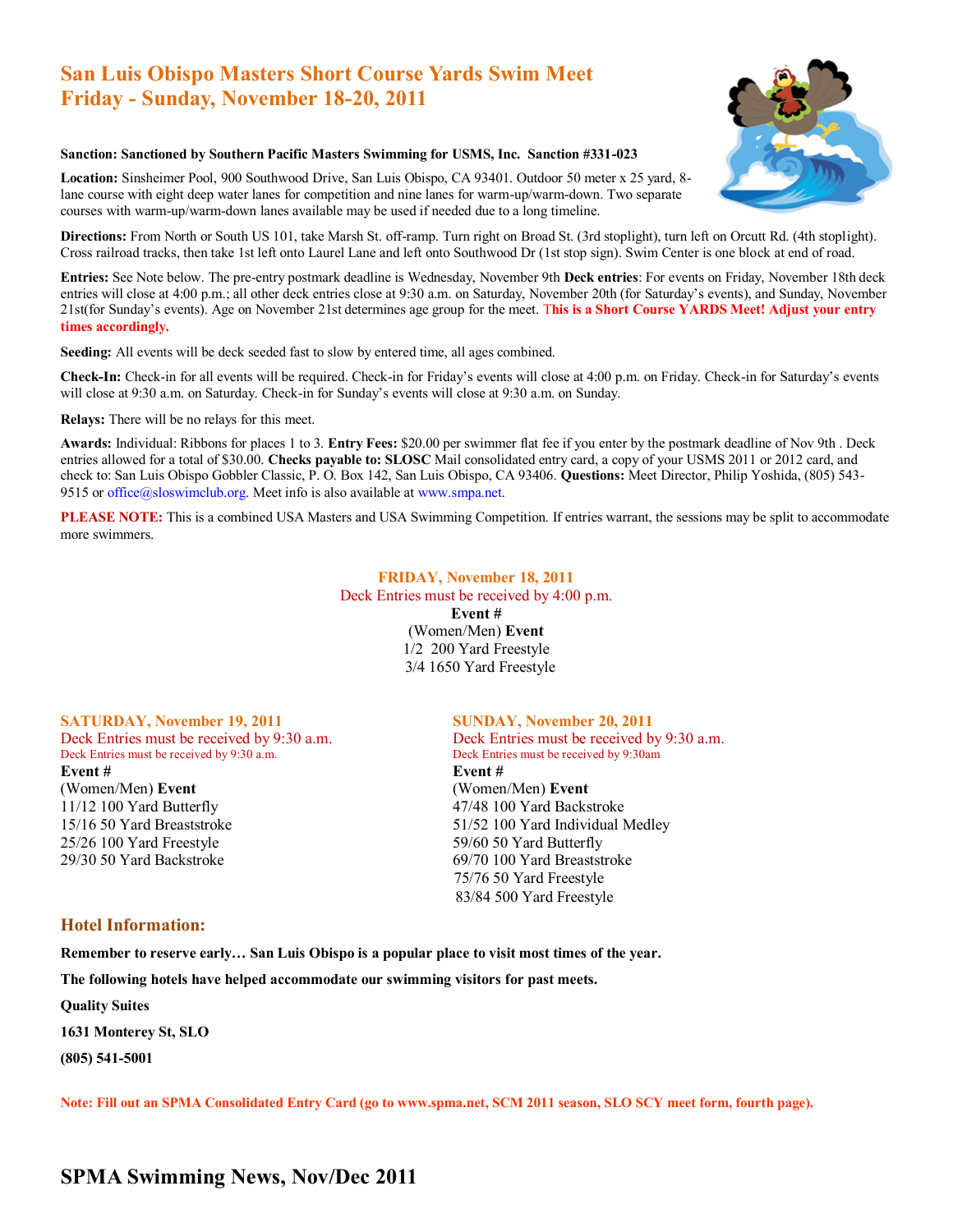# San Luis Obispo Masters Short Course Yards Swim Meet
# Friday - Sunday, November 18-20, 2011

**Sanction: Sanctioned by Southern Pacific Masters Swimming for USMS, Inc. Sanction #331-023**

**Location:** Sinsheimer Pool, 900 Southwood Drive, San Luis Obispo, CA 93401. Outdoor 50 meter x 25 yard, 8-lane course with eight deep water lanes for competition and nine lanes for warm-up/warm-down. Two separate courses with warm-up/warm-down lanes available may be used if needed due to a long timeline.

**Directions:** From North or South US 101, take Marsh St. off-ramp. Turn right on Broad St. (3rd stoplight), turn left on Orcutt Rd. (4th stoplight). Cross railroad tracks, then take 1st left onto Laurel Lane and left onto Southwood Dr (1st stop sign). Swim Center is one block at end of road.

**Entries:** See Note below. The pre-entry postmark deadline is Wednesday, November 9th **Deck entries**: For events on Friday, November 18th deck entries will close at 4:00 p.m.; all other deck entries close at 9:30 a.m. on Saturday, November 20th (for Saturday's events), and Sunday, November 21st(for Sunday's events). Age on November 21st determines age group for the meet. **This is a Short Course YARDS Meet! Adjust your entry times accordingly.**

**Seeding:** All events will be deck seeded fast to slow by entered time, all ages combined.

**Check-In:** Check-in for all events will be required. Check-in for Friday's events will close at 4:00 p.m. on Friday. Check-in for Saturday's events will close at 9:30 a.m. on Saturday. Check-in for Sunday's events will close at 9:30 a.m. on Sunday.

**Relays:** There will be no relays for this meet.

**Awards:** Individual: Ribbons for places 1 to 3. **Entry Fees:** $20.00 per swimmer flat fee if you enter by the postmark deadline of Nov 9th . Deck entries allowed for a total of $30.00. **Checks payable to: SLOSC** Mail consolidated entry card, a copy of your USMS 2011 or 2012 card, and check to: San Luis Obispo Gobbler Classic, P. O. Box 142, San Luis Obispo, CA 93406. **Questions:** Meet Director, Philip Yoshida, (805) 543-9515 or office@sloswimclub.org. Meet info is also available at www.smpa.net.

**PLEASE NOTE:** This is a combined USA Masters and USA Swimming Competition. If entries warrant, the sessions may be split to accommodate more swimmers.

### FRIDAY, November 18, 2011

Deck Entries must be received by 4:00 p.m.

**Event #**
(Women/Men) **Event**
1/2 200 Yard Freestyle
3/4 1650 Yard Freestyle

### SATURDAY, November 19, 2011

Deck Entries must be received by 9:30 a.m.
Deck Entries must be received by 9:30 a.m.

**Event #**
(Women/Men) **Event**
11/12 100 Yard Butterfly
15/16 50 Yard Breaststroke
25/26 100 Yard Freestyle
29/30 50 Yard Backstroke

### SUNDAY, November 20, 2011

Deck Entries must be received by 9:30 a.m.
Deck Entries must be received by 9:30am

**Event #**
(Women/Men) **Event**
47/48 100 Yard Backstroke
51/52 100 Yard Individual Medley
59/60 50 Yard Butterfly
69/70 100 Yard Breaststroke
75/76 50 Yard Freestyle
83/84 500 Yard Freestyle

## Hotel Information:

**Remember to reserve early… San Luis Obispo is a popular place to visit most times of the year.**

**The following hotels have helped accommodate our swimming visitors for past meets.**

**Quality Suites**

**1631 Monterey St, SLO**

**(805) 541-5001**

**Note: Fill out an SPMA Consolidated Entry Card (go to www.spma.net, SCM 2011 season, SLO SCY meet form, fourth page).**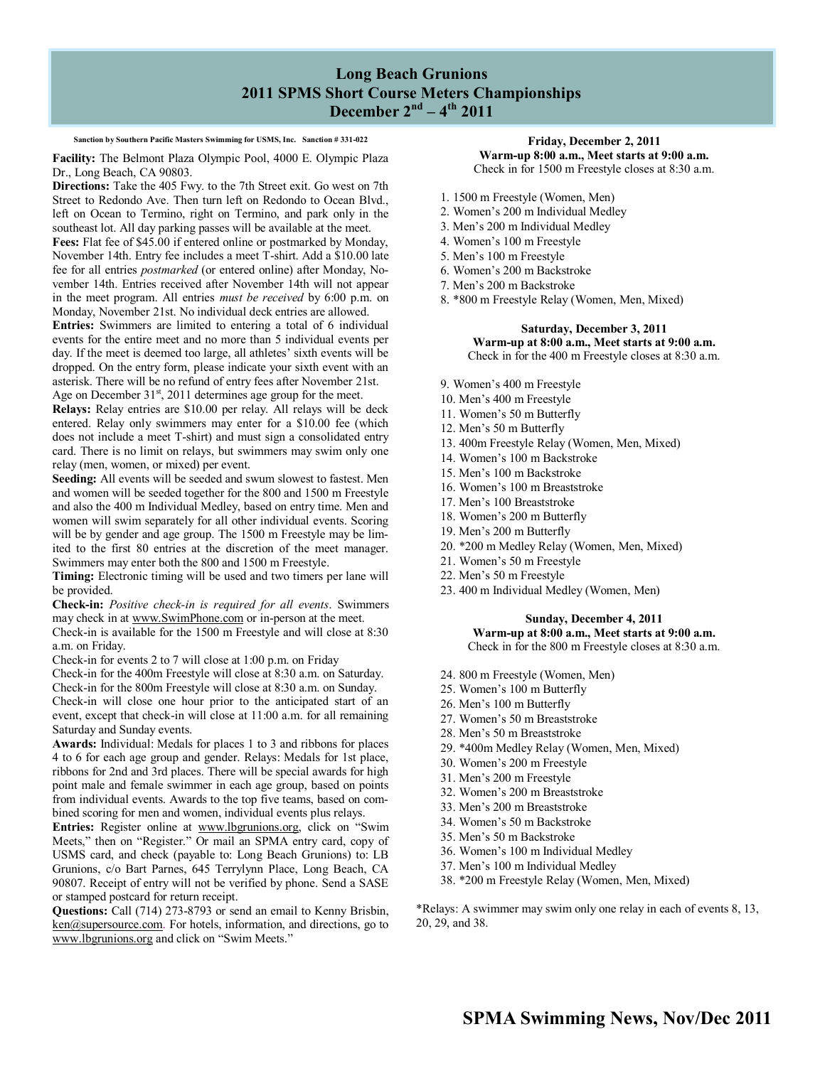# Long Beach Grunions
# 2011 SPMS Short Course Meters Championships
# December 2nd – 4th 2011

**Sanction by Southern Pacific Masters Swimming for USMS, Inc. Sanction # 331-022**

**Facility:** The Belmont Plaza Olympic Pool, 4000 E. Olympic Plaza Dr., Long Beach, CA 90803.

**Directions:** Take the 405 Fwy. to the 7th Street exit. Go west on 7th Street to Redondo Ave. Then turn left on Redondo to Ocean Blvd., left on Ocean to Termino, right on Termino, and park only in the southeast lot. All day parking passes will be available at the meet.

**Fees:** Flat fee of $45.00 if entered online or postmarked by Monday, November 14th. Entry fee includes a meet T-shirt. Add a $10.00 late fee for all entries *postmarked* (or entered online) after Monday, November 14th. Entries received after November 14th will not appear in the meet program. All entries *must be received* by 6:00 p.m. on Monday, November 21st. No individual deck entries are allowed.

**Entries:** Swimmers are limited to entering a total of 6 individual events for the entire meet and no more than 5 individual events per day. If the meet is deemed too large, all athletes' sixth events will be dropped. On the entry form, please indicate your sixth event with an asterisk. There will be no refund of entry fees after November 21st. Age on December 31st, 2011 determines age group for the meet.

**Relays:** Relay entries are $10.00 per relay. All relays will be deck entered. Relay only swimmers may enter for a $10.00 fee (which does not include a meet T-shirt) and must sign a consolidated entry card. There is no limit on relays, but swimmers may swim only one relay (men, women, or mixed) per event.

**Seeding:** All events will be seeded and swum slowest to fastest. Men and women will be seeded together for the 800 and 1500 m Freestyle and also the 400 m Individual Medley, based on entry time. Men and women will swim separately for all other individual events. Scoring will be by gender and age group. The 1500 m Freestyle may be limited to the first 80 entries at the discretion of the meet manager. Swimmers may enter both the 800 and 1500 m Freestyle.

**Timing:** Electronic timing will be used and two timers per lane will be provided.

**Check-in:** *Positive check-in is required for all events*. Swimmers may check in at www.SwimPhone.com or in-person at the meet.

Check-in is available for the 1500 m Freestyle and will close at 8:30 a.m. on Friday.

Check-in for events 2 to 7 will close at 1:00 p.m. on Friday

Check-in for the 400m Freestyle will close at 8:30 a.m. on Saturday.

Check-in for the 800m Freestyle will close at 8:30 a.m. on Sunday.

Check-in will close one hour prior to the anticipated start of an event, except that check-in will close at 11:00 a.m. for all remaining Saturday and Sunday events.

**Awards:** Individual: Medals for places 1 to 3 and ribbons for places 4 to 6 for each age group and gender. Relays: Medals for 1st place, ribbons for 2nd and 3rd places. There will be special awards for high point male and female swimmer in each age group, based on points from individual events. Awards to the top five teams, based on combined scoring for men and women, individual events plus relays.

**Entries:** Register online at www.lbgrunions.org, click on "Swim Meets," then on "Register." Or mail an SPMA entry card, copy of USMS card, and check (payable to: Long Beach Grunions) to: LB Grunions, c/o Bart Parnes, 645 Terrylynn Place, Long Beach, CA 90807. Receipt of entry will not be verified by phone. Send a SASE or stamped postcard for return receipt.

**Questions:** Call (714) 273-8793 or send an email to Kenny Brisbin, ken@supersource.com. For hotels, information, and directions, go to www.lbgrunions.org and click on "Swim Meets."

**Friday, December 2, 2011**
**Warm-up 8:00 a.m., Meet starts at 9:00 a.m.**
Check in for 1500 m Freestyle closes at 8:30 a.m.

1. 1500 m Freestyle (Women, Men)
2. Women's 200 m Individual Medley
3. Men's 200 m Individual Medley
4. Women's 100 m Freestyle
5. Men's 100 m Freestyle
6. Women's 200 m Backstroke
7. Men's 200 m Backstroke
8. *800 m Freestyle Relay (Women, Men, Mixed)

**Saturday, December 3, 2011**
**Warm-up at 8:00 a.m., Meet starts at 9:00 a.m.**
Check in for the 400 m Freestyle closes at 8:30 a.m.

9. Women's 400 m Freestyle
10. Men's 400 m Freestyle
11. Women's 50 m Butterfly
12. Men's 50 m Butterfly
13. 400m Freestyle Relay (Women, Men, Mixed)
14. Women's 100 m Backstroke
15. Men's 100 m Backstroke
16. Women's 100 m Breaststroke
17. Men's 100 Breaststroke
18. Women's 200 m Butterfly
19. Men's 200 m Butterfly
20. *200 m Medley Relay (Women, Men, Mixed)
21. Women's 50 m Freestyle
22. Men's 50 m Freestyle
23. 400 m Individual Medley (Women, Men)

**Sunday, December 4, 2011**
**Warm-up at 8:00 a.m., Meet starts at 9:00 a.m.**
Check in for the 800 m Freestyle closes at 8:30 a.m.

24. 800 m Freestyle (Women, Men)
25. Women's 100 m Butterfly
26. Men's 100 m Butterfly
27. Women's 50 m Breaststroke
28. Men's 50 m Breaststroke
29. *400m Medley Relay (Women, Men, Mixed)
30. Women's 200 m Freestyle
31. Men's 200 m Freestyle
32. Women's 200 m Breaststroke
33. Men's 200 m Breaststroke
34. Women's 50 m Backstroke
35. Men's 50 m Backstroke
36. Women's 100 m Individual Medley
37. Men's 100 m Individual Medley
38. *200 m Freestyle Relay (Women, Men, Mixed)

*Relays: A swimmer may swim only one relay in each of events 8, 13, 20, 29, and 38.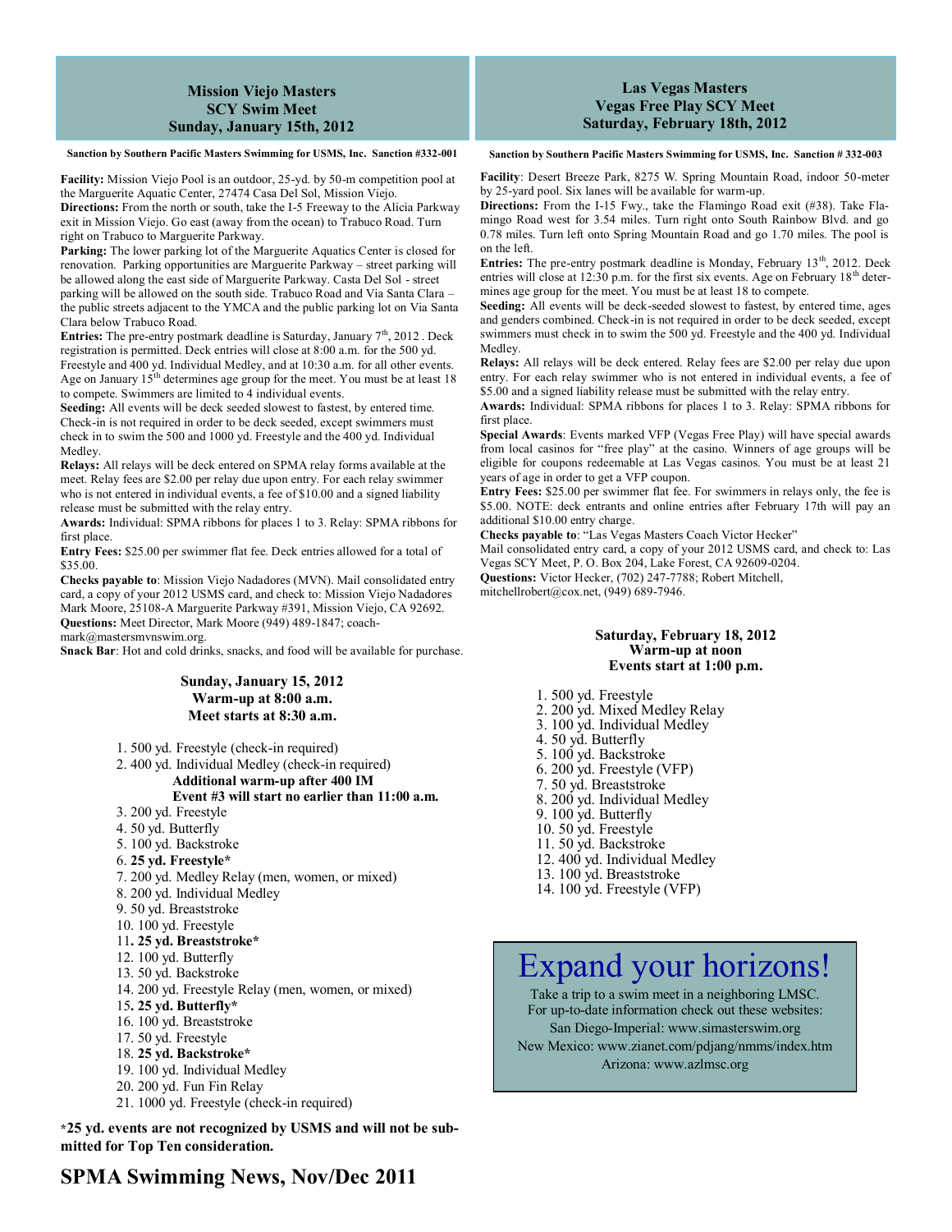## Mission Viejo Masters
## SCY Swim Meet
## Sunday, January 15th, 2012

**Sanction by Southern Pacific Masters Swimming for USMS, Inc. Sanction #332-001**

**Facility:** Mission Viejo Pool is an outdoor, 25-yd. by 50-m competition pool at the Marguerite Aquatic Center, 27474 Casa Del Sol, Mission Viejo.

**Directions:** From the north or south, take the I-5 Freeway to the Alicia Parkway exit in Mission Viejo. Go east (away from the ocean) to Trabuco Road. Turn right on Trabuco to Marguerite Parkway.

**Parking:** The lower parking lot of the Marguerite Aquatics Center is closed for renovation. Parking opportunities are Marguerite Parkway – street parking will be allowed along the east side of Marguerite Parkway. Casta Del Sol - street parking will be allowed on the south side. Trabuco Road and Via Santa Clara – the public streets adjacent to the YMCA and the public parking lot on Via Santa Clara below Trabuco Road.

**Entries:** The pre-entry postmark deadline is Saturday, January 7th, 2012 . Deck registration is permitted. Deck entries will close at 8:00 a.m. for the 500 yd. Freestyle and 400 yd. Individual Medley, and at 10:30 a.m. for all other events. Age on January 15th determines age group for the meet. You must be at least 18 to compete. Swimmers are limited to 4 individual events.

**Seeding:** All events will be deck seeded slowest to fastest, by entered time. Check-in is not required in order to be deck seeded, except swimmers must check in to swim the 500 and 1000 yd. Freestyle and the 400 yd. Individual Medley.

**Relays:** All relays will be deck entered on SPMA relay forms available at the meet. Relay fees are $2.00 per relay due upon entry. For each relay swimmer who is not entered in individual events, a fee of $10.00 and a signed liability release must be submitted with the relay entry.

**Awards:** Individual: SPMA ribbons for places 1 to 3. Relay: SPMA ribbons for first place.

**Entry Fees:** $25.00 per swimmer flat fee. Deck entries allowed for a total of $35.00.

**Checks payable to**: Mission Viejo Nadadores (MVN). Mail consolidated entry card, a copy of your 2012 USMS card, and check to: Mission Viejo Nadadores Mark Moore, 25108-A Marguerite Parkway #391, Mission Viejo, CA 92692.

**Questions:** Meet Director, Mark Moore (949) 489-1847; coach-mark@mastersmvnswim.org.

**Snack Bar**: Hot and cold drinks, snacks, and food will be available for purchase.

**Sunday, January 15, 2012**
**Warm-up at 8:00 a.m.**
**Meet starts at 8:30 a.m.**

1. 500 yd. Freestyle (check-in required)
2. 400 yd. Individual Medley (check-in required)
   **Additional warm-up after 400 IM**
   **Event #3 will start no earlier than 11:00 a.m.**
3. 200 yd. Freestyle
4. 50 yd. Butterfly
5. 100 yd. Backstroke
6. **25 yd. Freestyle***
7. 200 yd. Medley Relay (men, women, or mixed)
8. 200 yd. Individual Medley
9. 50 yd. Breaststroke
10. 100 yd. Freestyle
11. **25 yd. Breaststroke***
12. 100 yd. Butterfly
13. 50 yd. Backstroke
14. 200 yd. Freestyle Relay (men, women, or mixed)
15. **25 yd. Butterfly***
16. 100 yd. Breaststroke
17. 50 yd. Freestyle
18. **25 yd. Backstroke***
19. 100 yd. Individual Medley
20. 200 yd. Fun Fin Relay
21. 1000 yd. Freestyle (check-in required)

***25 yd. events are not recognized by USMS and will not be submitted for Top Ten consideration.**

## Las Vegas Masters
## Vegas Free Play SCY Meet
## Saturday, February 18th, 2012

**Sanction by Southern Pacific Masters Swimming for USMS, Inc. Sanction # 332-003**

**Facility**: Desert Breeze Park, 8275 W. Spring Mountain Road, indoor 50-meter by 25-yard pool. Six lanes will be available for warm-up.

**Directions:** From the I-15 Fwy., take the Flamingo Road exit (#38). Take Flamingo Road west for 3.54 miles. Turn right onto South Rainbow Blvd. and go 0.78 miles. Turn left onto Spring Mountain Road and go 1.70 miles. The pool is on the left.

**Entries:** The pre-entry postmark deadline is Monday, February 13th, 2012. Deck entries will close at 12:30 p.m. for the first six events. Age on February 18th determines age group for the meet. You must be at least 18 to compete.

**Seeding:** All events will be deck-seeded slowest to fastest, by entered time, ages and genders combined. Check-in is not required in order to be deck seeded, except swimmers must check in to swim the 500 yd. Freestyle and the 400 yd. Individual Medley.

**Relays:** All relays will be deck entered. Relay fees are $2.00 per relay due upon entry. For each relay swimmer who is not entered in individual events, a fee of $5.00 and a signed liability release must be submitted with the relay entry.

**Awards:** Individual: SPMA ribbons for places 1 to 3. Relay: SPMA ribbons for first place.

**Special Awards**: Events marked VFP (Vegas Free Play) will have special awards from local casinos for "free play" at the casino. Winners of age groups will be eligible for coupons redeemable at Las Vegas casinos. You must be at least 21 years of age in order to get a VFP coupon.

**Entry Fees:** $25.00 per swimmer flat fee. For swimmers in relays only, the fee is $5.00. NOTE: deck entrants and online entries after February 17th will pay an additional $10.00 entry charge.

**Checks payable to**: "Las Vegas Masters Coach Victor Hecker"

Mail consolidated entry card, a copy of your 2012 USMS card, and check to: Las Vegas SCY Meet, P. O. Box 204, Lake Forest, CA 92609-0204.

**Questions:** Victor Hecker, (702) 247-7788; Robert Mitchell, mitchellrobert@cox.net, (949) 689-7946.

**Saturday, February 18, 2012**
**Warm-up at noon**
**Events start at 1:00 p.m.**

1. 500 yd. Freestyle
2. 200 yd. Mixed Medley Relay
3. 100 yd. Individual Medley
4. 50 yd. Butterfly
5. 100 yd. Backstroke
6. 200 yd. Freestyle (VFP)
7. 50 yd. Breaststroke
8. 200 yd. Individual Medley
9. 100 yd. Butterfly
10. 50 yd. Freestyle
11. 50 yd. Backstroke
12. 400 yd. Individual Medley
13. 100 yd. Breaststroke
14. 100 yd. Freestyle (VFP)

# Expand your horizons!

Take a trip to a swim meet in a neighboring LMSC.
For up-to-date information check out these websites:
San Diego-Imperial: www.simasterswim.org
New Mexico: www.zianet.com/pdjang/nmms/index.htm
Arizona: www.azlmsc.org

**SPMA Swimming News, Nov/Dec 2011**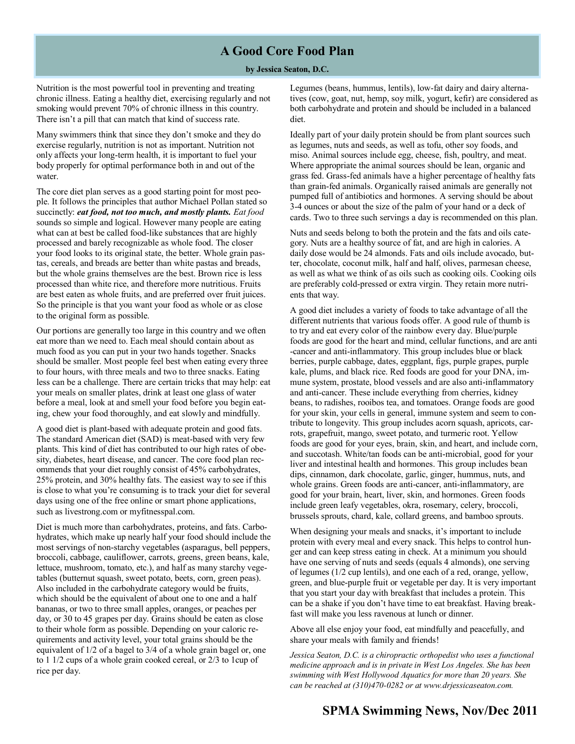# A Good Core Food Plan

**by Jessica Seaton, D.C.**

Nutrition is the most powerful tool in preventing and treating chronic illness. Eating a healthy diet, exercising regularly and not smoking would prevent 70% of chronic illness in this country. There isn't a pill that can match that kind of success rate.

Many swimmers think that since they don't smoke and they do exercise regularly, nutrition is not as important. Nutrition not only affects your long-term health, it is important to fuel your body properly for optimal performance both in and out of the water.

The core diet plan serves as a good starting point for most people. It follows the principles that author Michael Pollan stated so succinctly: ***eat food, not too much, and mostly plants.*** *Eat food* sounds so simple and logical. However many people are eating what can at best be called food-like substances that are highly processed and barely recognizable as whole food. The closer your food looks to its original state, the better. Whole grain pastas, cereals, and breads are better than white pastas and breads, but the whole grains themselves are the best. Brown rice is less processed than white rice, and therefore more nutritious. Fruits are best eaten as whole fruits, and are preferred over fruit juices. So the principle is that you want your food as whole or as close to the original form as possible.

Our portions are generally too large in this country and we often eat more than we need to. Each meal should contain about as much food as you can put in your two hands together. Snacks should be smaller. Most people feel best when eating every three to four hours, with three meals and two to three snacks. Eating less can be a challenge. There are certain tricks that may help: eat your meals on smaller plates, drink at least one glass of water before a meal, look at and smell your food before you begin eating, chew your food thoroughly, and eat slowly and mindfully.

A good diet is plant-based with adequate protein and good fats. The standard American diet (SAD) is meat-based with very few plants. This kind of diet has contributed to our high rates of obesity, diabetes, heart disease, and cancer. The core food plan recommends that your diet roughly consist of 45% carbohydrates, 25% protein, and 30% healthy fats. The easiest way to see if this is close to what you're consuming is to track your diet for several days using one of the free online or smart phone applications, such as livestrong.com or myfitnesspal.com.

Diet is much more than carbohydrates, proteins, and fats. Carbohydrates, which make up nearly half your food should include the most servings of non-starchy vegetables (asparagus, bell peppers, broccoli, cabbage, cauliflower, carrots, greens, green beans, kale, lettuce, mushroom, tomato, etc.), and half as many starchy vegetables (butternut squash, sweet potato, beets, corn, green peas). Also included in the carbohydrate category would be fruits, which should be the equivalent of about one to one and a half bananas, or two to three small apples, oranges, or peaches per day, or 30 to 45 grapes per day. Grains should be eaten as close to their whole form as possible. Depending on your caloric requirements and activity level, your total grains should be the equivalent of 1/2 of a bagel to 3/4 of a whole grain bagel or, one to 1 1/2 cups of a whole grain cooked cereal, or 2/3 to 1cup of rice per day.

Legumes (beans, hummus, lentils), low-fat dairy and dairy alternatives (cow, goat, nut, hemp, soy milk, yogurt, kefir) are considered as both carbohydrate and protein and should be included in a balanced diet.

Ideally part of your daily protein should be from plant sources such as legumes, nuts and seeds, as well as tofu, other soy foods, and miso. Animal sources include egg, cheese, fish, poultry, and meat. Where appropriate the animal sources should be lean, organic and grass fed. Grass-fed animals have a higher percentage of healthy fats than grain-fed animals. Organically raised animals are generally not pumped full of antibiotics and hormones. A serving should be about 3-4 ounces or about the size of the palm of your hand or a deck of cards. Two to three such servings a day is recommended on this plan.

Nuts and seeds belong to both the protein and the fats and oils category. Nuts are a healthy source of fat, and are high in calories. A daily dose would be 24 almonds. Fats and oils include avocado, butter, chocolate, coconut milk, half and half, olives, parmesan cheese, as well as what we think of as oils such as cooking oils. Cooking oils are preferably cold-pressed or extra virgin. They retain more nutrients that way.

A good diet includes a variety of foods to take advantage of all the different nutrients that various foods offer. A good rule of thumb is to try and eat every color of the rainbow every day. Blue/purple foods are good for the heart and mind, cellular functions, and are anti-cancer and anti-inflammatory. This group includes blue or black berries, purple cabbage, dates, eggplant, figs, purple grapes, purple kale, plums, and black rice. Red foods are good for your DNA, immune system, prostate, blood vessels and are also anti-inflammatory and anti-cancer. These include everything from cherries, kidney beans, to radishes, rooibos tea, and tomatoes. Orange foods are good for your skin, your cells in general, immune system and seem to contribute to longevity. This group includes acorn squash, apricots, carrots, grapefruit, mango, sweet potato, and turmeric root. Yellow foods are good for your eyes, brain, skin, and heart, and include corn, and succotash. White/tan foods can be anti-microbial, good for your liver and intestinal health and hormones. This group includes bean dips, cinnamon, dark chocolate, garlic, ginger, hummus, nuts, and whole grains. Green foods are anti-cancer, anti-inflammatory, are good for your brain, heart, liver, skin, and hormones. Green foods include green leafy vegetables, okra, rosemary, celery, broccoli, brussels sprouts, chard, kale, collard greens, and bamboo sprouts.

When designing your meals and snacks, it's important to include protein with every meal and every snack. This helps to control hunger and can keep stress eating in check. At a minimum you should have one serving of nuts and seeds (equals 4 almonds), one serving of legumes (1/2 cup lentils), and one each of a red, orange, yellow, green, and blue-purple fruit or vegetable per day. It is very important that you start your day with breakfast that includes a protein. This can be a shake if you don't have time to eat breakfast. Having breakfast will make you less ravenous at lunch or dinner.

Above all else enjoy your food, eat mindfully and peacefully, and share your meals with family and friends!

*Jessica Seaton, D.C. is a chiropractic orthopedist who uses a functional medicine approach and is in private in West Los Angeles. She has been swimming with West Hollywood Aquatics for more than 20 years. She can be reached at (310)470-0282 or at www.drjessicaseaton.com.*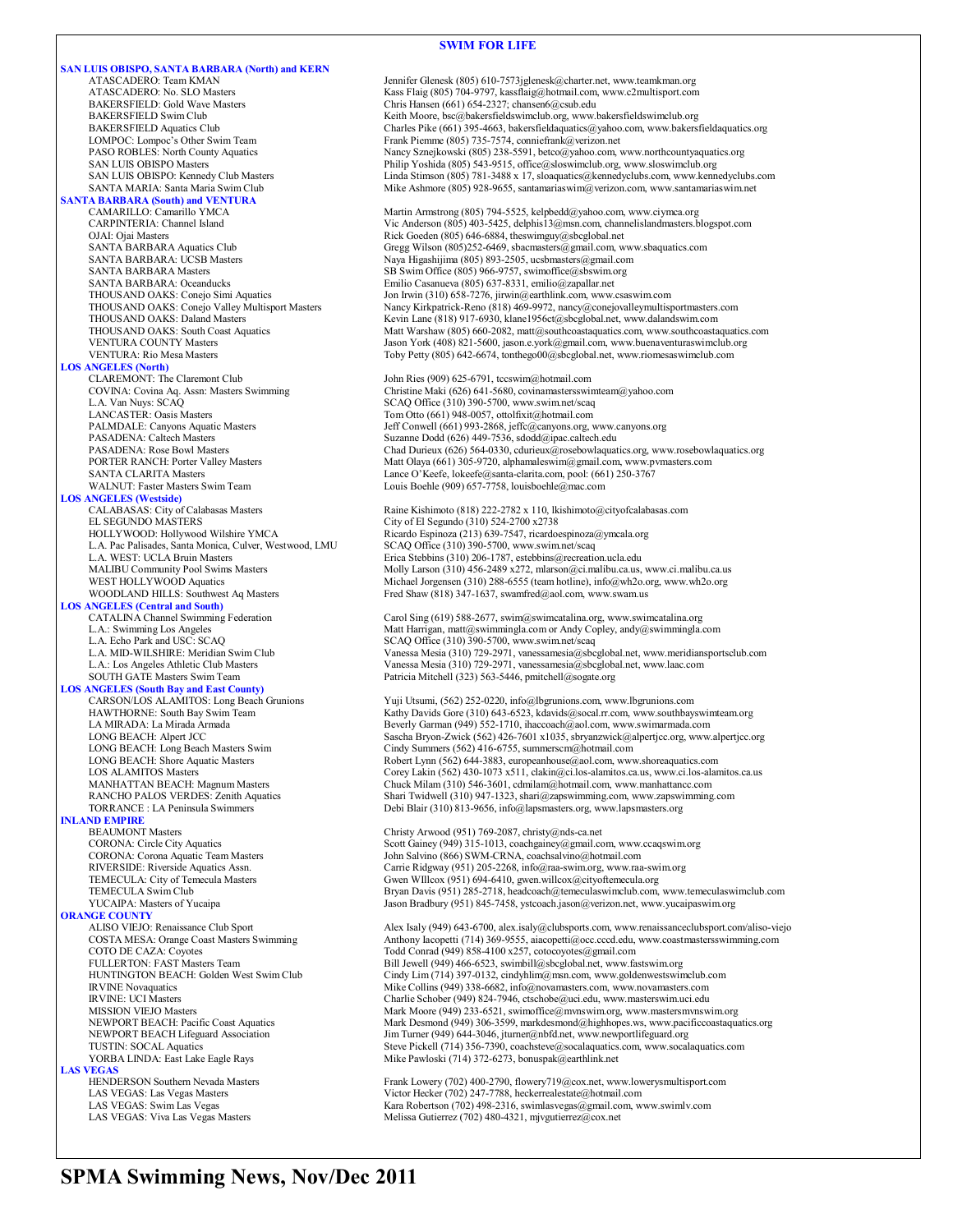## SWIM FOR LIFE

### SAN LUIS OBISPO, SANTA BARBARA (North) and KERN

| | |
|---|---|
| ATASCADERO: Team KMAN | Jennifer Glenesk (805) 610-7573jglenesk@charter.net, www.teamkman.org |
| ATASCADERO: No. SLO Masters | Kass Flaig (805) 704-9797, kassflaig@hotmail.com, www.c2multisport.com |
| BAKERSFIELD: Gold Wave Masters | Chris Hansen (661) 654-2327; chansen6@csub.edu |
| BAKERSFIELD Swim Club | Keith Moore, bsc@bakersfieldswimclub.org, www.bakersfieldswimclub.org |
| BAKERSFIELD Aquatics Club | Charles Pike (661) 395-4663, bakersfieldaquatics@yahoo.com, www.bakersfieldaquatics.org |
| LOMPOC: Lompoc's Other Swim Team | Frank Piemme (805) 735-7574, conniefrank@verizon.net |
| PASO ROBLES: North County Aquatics | Nancy Sznejkowski (805) 238-5591, betco@yahoo.com, www.northcountyaquatics.org |
| SAN LUIS OBISPO Masters | Philip Yoshida (805) 543-9515, office@sloswimclub.org, www.sloswimclub.org |
| SAN LUIS OBISPO: Kennedy Club Masters | Linda Stimson (805) 781-3488 x 17, sloaquatics@kennedyclubs.com, www.kennedyclubs.com |
| SANTA MARIA: Santa Maria Swim Club | Mike Ashmore (805) 928-9655, santamariaswim@verizon.com, www.santamariaswim.net |

### SANTA BARBARA (South) and VENTURA

| | |
|---|---|
| CAMARILLO: Camarillo YMCA | Martin Armstrong (805) 794-5525, kelpbedd@yahoo.com, www.ciymca.org |
| CARPINTERIA: Channel Island | Vic Anderson (805) 403-5425, delphis13@msn.com, channelislandmasters.blogspot.com |
| OJAI: Ojai Masters | Rick Goeden (805) 646-6884, theswimguy@sbcglobal.net |
| SANTA BARBARA Aquatics Club | Gregg Wilson (805)252-6469, sbacmasters@gmail.com, www.sbaquatics.com |
| SANTA BARBARA: UCSB Masters | Naya Higashijima (805) 893-2505, ucsbmasters@gmail.com |
| SANTA BARBARA Masters | SB Swim Office (805) 966-9757, swimoffice@sbswim.org |
| SANTA BARBARA: Oceanducks | Emilio Casanueva (805) 637-8331, emilio@zapallar.net |
| THOUSAND OAKS: Conejo Simi Aquatics | Jon Irwin (310) 658-7276, jirwin@earthlink.com, www.csaswim.com |
| THOUSAND OAKS: Conejo Valley Multisport Masters | Nancy Kirkpatrick-Reno (818) 469-9972, nancy@conejovalleymultisportmasters.com |
| THOUSAND OAKS: Daland Masters | Kevin Lane (818) 917-6930, klane1956ct@sbcglobal.net, www.dalandswim.com |
| THOUSAND OAKS: South Coast Aquatics | Matt Warshaw (805) 660-2082, matt@southcoastaquatics.com, www.southcoastaquatics.com |
| VENTURA COUNTY Masters | Jason York (408) 821-5600, jason.e.york@gmail.com, www.buenaventuraswimclub.org |
| VENTURA: Rio Mesa Masters | Toby Petty (805) 642-6674, tonthego00@sbcglobal.net, www.riomesaswimclub.com |

### LOS ANGELES (North)

| | |
|---|---|
| CLAREMONT: The Claremont Club | John Ries (909) 625-6791, tccswim@hotmail.com |
| COVINA: Covina Aq. Assn: Masters Swimming | Christine Maki (626) 641-5680, covinamastersswimteam@yahoo.com |
| L.A. Van Nuys: SCAQ | SCAQ Office (310) 390-5700, www.swim.net/scaq |
| LANCASTER: Oasis Masters | Tom Otto (661) 948-0057, ottolfixit@hotmail.com |
| PALMDALE: Canyons Aquatic Masters | Jeff Conwell (661) 993-2868, jeffc@canyons.org, www.canyons.org |
| PASADENA: Caltech Masters | Suzanne Dodd (626) 449-7536, sdodd@ipac.caltech.edu |
| PASADENA: Rose Bowl Masters | Chad Durieux (626) 564-0330, cdurieux@rosebowlaquatics.org, www.rosebowlaquatics.org |
| PORTER RANCH: Porter Valley Masters | Matt Olaya (661) 305-9720, alphamaleswim@gmail.com, www.pvmasters.com |
| SANTA CLARITA Masters | Lance O'Keefe, lokeefe@santa-clarita.com, pool: (661) 250-3767 |
| WALNUT: Faster Masters Swim Team | Louis Boehle (909) 657-7758, louisboehle@mac.com |

### LOS ANGELES (Westside)

| | |
|---|---|
| CALABASAS: City of Calabasas Masters | Raine Kishimoto (818) 222-2782 x 110, lkishimoto@cityofcalabasas.com |
| EL SEGUNDO MASTERS | City of El Segundo (310) 524-2700 x2738 |
| HOLLYWOOD: Hollywood Wilshire YMCA | Ricardo Espinoza (213) 639-7547, ricardoespinoza@ymcala.org |
| L.A. Pac Palisades, Santa Monica, Culver, Westwood, LMU | SCAQ Office (310) 390-5700, www.swim.net/scaq |
| L.A. WEST: UCLA Bruin Masters | Erica Stebbins (310) 206-1787, estebbins@recreation.ucla.edu |
| MALIBU Community Pool Swims Masters | Molly Larson (310) 456-2489 x272, mlarson@ci.malibu.ca.us, www.ci.malibu.ca.us |
| WEST HOLLYWOOD Aquatics | Michael Jorgensen (310) 288-6555 (team hotline), info@wh2o.org, www.wh2o.org |
| WOODLAND HILLS: Southwest Aq Masters | Fred Shaw (818) 347-1637, swamfred@aol.com, www.swam.us |

### LOS ANGELES (Central and South)

| | |
|---|---|
| CATALINA Channel Swimming Federation | Carol Sing (619) 588-2677, swim@swimcatalina.org, www.swimcatalina.org |
| L.A.: Swimming Los Angeles | Matt Harrigan, matt@swimmingla.com or Andy Copley, andy@swimmingla.com |
| L.A. Echo Park and USC: SCAQ | SCAQ Office (310) 390-5700, www.swim.net/scaq |
| L.A. MID-WILSHIRE: Meridian Swim Club | Vanessa Mesia (310) 729-2971, vanessamesia@sbcglobal.net, www.meridiansportsclub.com |
| L.A.: Los Angeles Athletic Club Masters | Vanessa Mesia (310) 729-2971, vanessamesia@sbcglobal.net, www.laac.com |
| SOUTH GATE Masters Swim Team | Patricia Mitchell (323) 563-5446, pmitchell@sogate.org |

### LOS ANGELES (South Bay and East County)

| | |
|---|---|
| CARSON/LOS ALAMITOS: Long Beach Grunions | Yuji Utsumi, (562) 252-0220, info@lbgrunions.com, www.lbgrunions.com |
| HAWTHORNE: South Bay Swim Team | Kathy Davids Gore (310) 643-6523, kdavids@socal.rr.com, www.southbayswimteam.org |
| LA MIRADA: La Mirada Armada | Beverly Garman (949) 552-1710, ihaccoach@aol.com, www.swimarmada.com |
| LONG BEACH: Alpert JCC | Sascha Bryon-Zwick (562) 426-7601 x1035, sbryanzwick@alpertjcc.org, www.alpertjcc.org |
| LONG BEACH: Long Beach Masters Swim | Cindy Summers (562) 416-6755, summerscm@hotmail.com |
| LONG BEACH: Shore Aquatic Masters | Robert Lynn (562) 644-3883, europeanhouse@aol.com, www.shoreaquatics.com |
| LOS ALAMITOS Masters | Corey Lakin (562) 430-1073 x511, clakin@ci.los-alamitos.ca.us, www.ci.los-alamitos.ca.us |
| MANHATTAN BEACH: Magnum Masters | Chuck Milam (310) 546-3601, cdmilam@hotmail.com, www.manhattancc.com |
| RANCHO PALOS VERDES: Zenith Aquatics | Shari Twidwell (310) 947-1323, shari@zapswimming.com, www.zapswimming.com |
| TORRANCE : LA Peninsula Swimmers | Debi Blair (310) 813-9656, info@lapsmasters.org, www.lapsmasters.org |

### INLAND EMPIRE

| | |
|---|---|
| BEAUMONT Masters | Christy Arwood (951) 769-2087, christy@nds-ca.net |
| CORONA: Circle City Aquatics | Scott Gainey (949) 315-1013, coachgainey@gmail.com, www.ccaqswim.org |
| CORONA: Corona Aquatic Team Masters | John Salvino (866) SWM-CRNA, coachsalvino@hotmail.com |
| RIVERSIDE: Riverside Aquatics Assn. | Carrie Ridgway (951) 205-2268, info@raa-swim.org, www.raa-swim.org |
| TEMECULA: City of Temecula Masters | Gwen WIllcox (951) 694-6410, gwen.willcox@cityoftemecula.org |
| TEMECULA Swim Club | Bryan Davis (951) 285-2718, headcoach@temeculaswimclub.com, www.temeculaswimclub.com |
| YUCAIPA: Masters of Yucaipa | Jason Bradbury (951) 845-7458, ystcoach.jason@verizon.net, www.yucaipaswim.org |

### ORANGE COUNTY

| | |
|---|---|
| ALISO VIEJO: Renaissance Club Sport | Alex Isaly (949) 643-6700, alex.isaly@clubsports.com, www.renaissanceclubsport.com/aliso-viejo |
| COSTA MESA: Orange Coast Masters Swimming | Anthony Iacopetti (714) 369-9555, aiacopetti@occ.cccd.edu, www.coastmastersswimming.com |
| COTO DE CAZA: Coyotes | Todd Conrad (949) 858-4100 x257, cotocoyotes@gmail.com |
| FULLERTON: FAST Masters Team | Bill Jewell (949) 466-6523, swimbill@sbcglobal.net, www.fastswim.org |
| HUNTINGTON BEACH: Golden West Swim Club | Cindy Lim (714) 397-0132, cindyhlim@msn.com, www.goldenwestswimclub.com |
| IRVINE Novaquatics | Mike Collins (949) 338-6682, info@novamasters.com, www.novamasters.com |
| IRVINE: UCI Masters | Charlie Schober (949) 824-7946, ctschobe@uci.edu, www.masterswim.uci.edu |
| MISSION VIEJO Masters | Mark Moore (949) 233-6521, swimoffice@mvnswim.org, www.mastersmvnswim.org |
| NEWPORT BEACH: Pacific Coast Aquatics | Mark Desmond (949) 306-3599, markdesmond@highhopes.ws, www.pacificcoastaquatics.org |
| NEWPORT BEACH Lifeguard Association | Jim Turner (949) 644-3046, jturner@nbfd.net, www.newportlifeguard.org |
| TUSTIN: SOCAL Aquatics | Steve Pickell (714) 356-7390, coachsteve@socalaquatics.com, www.socalaquatics.com |
| YORBA LINDA: East Lake Eagle Rays | Mike Pawloski (714) 372-6273, bonuspak@earthlink.net |

### LAS VEGAS

| | |
|---|---|
| HENDERSON Southern Nevada Masters | Frank Lowery (702) 400-2790, flowery719@cox.net, www.lowerysmultisport.com |
| LAS VEGAS: Las Vegas Masters | Victor Hecker (702) 247-7788, heckerrealestate@hotmail.com |
| LAS VEGAS: Swim Las Vegas | Kara Robertson (702) 498-2316, swimlasvegas@gmail.com, www.swimlv.com |
| LAS VEGAS: Viva Las Vegas Masters | Melissa Gutierrez (702) 480-4321, mjvgutierrez@cox.net |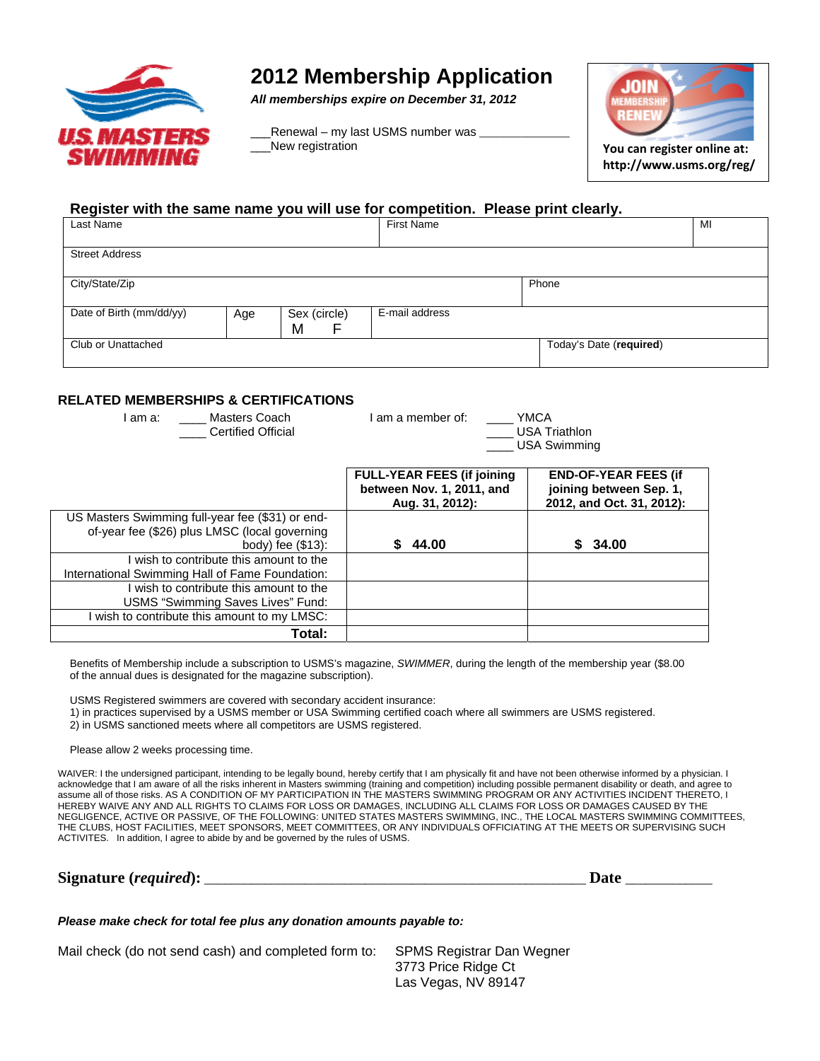# 2012 Membership Application

***All memberships expire on December 31, 2012***

___Renewal – my last USMS number was _____________

___New registration

**You can register online at: http://www.usms.org/reg/**

## Register with the same name you will use for competition. Please print clearly.

| Last Name | | | First Name | MI |
|---|---|---|---|---|
| Street Address | | | | |
| City/State/Zip | | | Phone | |
| Date of Birth (mm/dd/yy) | Age | Sex (circle) M F | E-mail address | |
| Club or Unattached | | | Today's Date (**required**) | |

### RELATED MEMBERSHIPS & CERTIFICATIONS

I am a: ____ Masters Coach
____ Certified Official

I am a member of: ____ YMCA
____ USA Triathlon
____ USA Swimming

| | **FULL-YEAR FEES (if joining between Nov. 1, 2011, and Aug. 31, 2012):** | **END-OF-YEAR FEES (if joining between Sep. 1, 2012, and Oct. 31, 2012):** |
|---|---|---|
| US Masters Swimming full-year fee ($31) or end-of-year fee ($26) plus LMSC (local governing body) fee ($13): | **$ 44.00** | **$ 34.00** |
| I wish to contribute this amount to the International Swimming Hall of Fame Foundation: | | |
| I wish to contribute this amount to the USMS "Swimming Saves Lives" Fund: | | |
| I wish to contribute this amount to my LMSC: | | |
| **Total:** | | |

Benefits of Membership include a subscription to USMS's magazine, *SWIMMER*, during the length of the membership year ($8.00 of the annual dues is designated for the magazine subscription).

USMS Registered swimmers are covered with secondary accident insurance:
1) in practices supervised by a USMS member or USA Swimming certified coach where all swimmers are USMS registered.
2) in USMS sanctioned meets where all competitors are USMS registered.

Please allow 2 weeks processing time.

WAIVER: I the undersigned participant, intending to be legally bound, hereby certify that I am physically fit and have not been otherwise informed by a physician. I acknowledge that I am aware of all the risks inherent in Masters swimming (training and competition) including possible permanent disability or death, and agree to assume all of those risks. AS A CONDITION OF MY PARTICIPATION IN THE MASTERS SWIMMING PROGRAM OR ANY ACTIVITIES INCIDENT THERETO, I HEREBY WAIVE ANY AND ALL RIGHTS TO CLAIMS FOR LOSS OR DAMAGES, INCLUDING ALL CLAIMS FOR LOSS OR DAMAGES CAUSED BY THE NEGLIGENCE, ACTIVE OR PASSIVE, OF THE FOLLOWING: UNITED STATES MASTERS SWIMMING, INC., THE LOCAL MASTERS SWIMMING COMMITTEES, THE CLUBS, HOST FACILITIES, MEET SPONSORS, MEET COMMITTEES, OR ANY INDIVIDUALS OFFICIATING AT THE MEETS OR SUPERVISING SUCH ACTIVITES. In addition, I agree to abide by and be governed by the rules of USMS.

**Signature (*required*):** _______________________________________________ **Date** __________

***Please make check for total fee plus any donation amounts payable to:***

Mail check (do not send cash) and completed form to:

SPMS Registrar Dan Wegner
3773 Price Ridge Ct
Las Vegas, NV 89147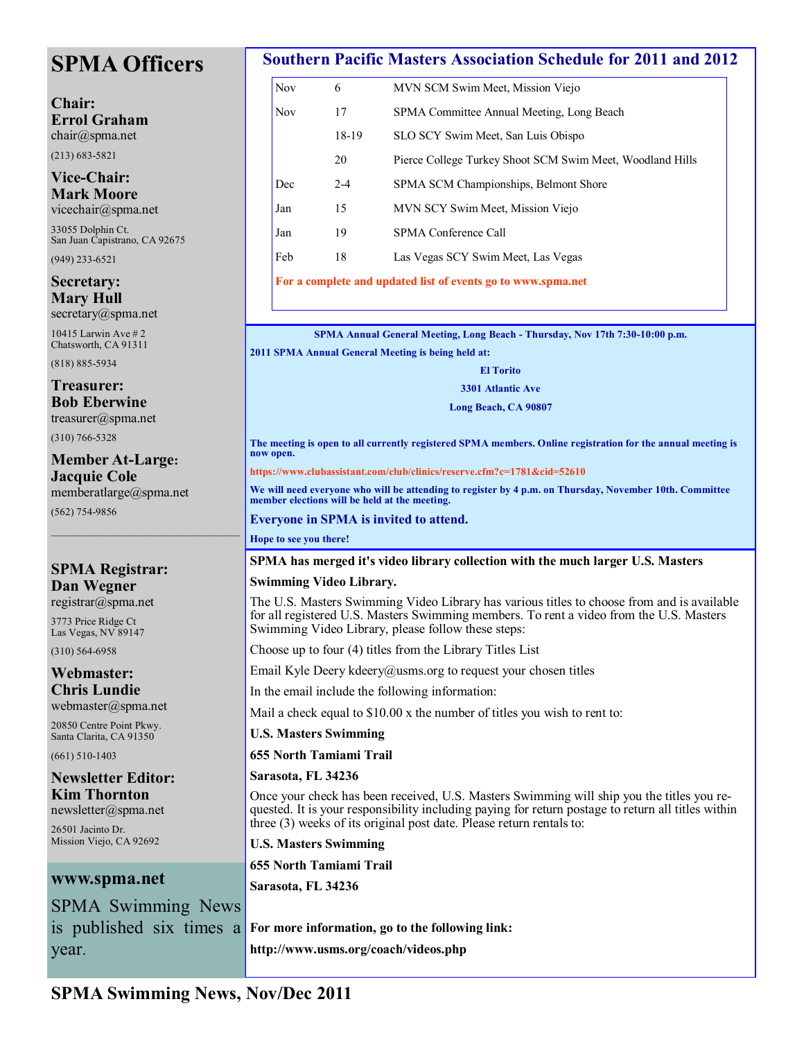# SPMA Officers

**Chair:**
**Errol Graham**
chair@spma.net
(213) 683-5821

**Vice-Chair:**
**Mark Moore**
vicechair@spma.net
33055 Dolphin Ct.
San Juan Capistrano, CA 92675
(949) 233-6521

**Secretary:**
**Mary Hull**
secretary@spma.net
10415 Larwin Ave # 2
Chatsworth, CA 91311
(818) 885-5934

**Treasurer:**
**Bob Eberwine**
treasurer@spma.net
(310) 766-5328

**Member At-Large:**
**Jacquie Cole**
memberatlarge@spma.net
(562) 754-9856

---

**SPMA Registrar:**
**Dan Wegner**
registrar@spma.net
3773 Price Ridge Ct
Las Vegas, NV 89147
(310) 564-6958

**Webmaster:**
**Chris Lundie**
webmaster@spma.net
20850 Centre Point Pkwy.
Santa Clarita, CA 91350
(661) 510-1403

**Newsletter Editor:**
**Kim Thornton**
newsletter@spma.net
26501 Jacinto Dr.
Mission Viejo, CA 92692

**www.spma.net**

SPMA Swimming News is published six times a year.

## Southern Pacific Masters Association Schedule for 2011 and 2012

| | | |
|---|---|---|
| Nov | 6 | MVN SCM Swim Meet, Mission Viejo |
| Nov | 17 | SPMA Committee Annual Meeting, Long Beach |
| | 18-19 | SLO SCY Swim Meet, San Luis Obispo |
| | 20 | Pierce College Turkey Shoot SCM Swim Meet, Woodland Hills |
| Dec | 2-4 | SPMA SCM Championships, Belmont Shore |
| Jan | 15 | MVN SCY Swim Meet, Mission Viejo |
| Jan | 19 | SPMA Conference Call |
| Feb | 18 | Las Vegas SCY Swim Meet, Las Vegas |

**For a complete and updated list of events go to www.spma.net**

**SPMA Annual General Meeting, Long Beach - Thursday, Nov 17th 7:30-10:00 p.m.**

**2011 SPMA Annual General Meeting is being held at:**

**El Torito**
**3301 Atlantic Ave**
**Long Beach, CA 90807**

**The meeting is open to all currently registered SPMA members. Online registration for the annual meeting is now open.**

**https://www.clubassistant.com/club/clinics/reserve.cfm?c=1781&cid=52610**

**We will need everyone who will be attending to register by 4 p.m. on Thursday, November 10th. Committee member elections will be held at the meeting.**

**Everyone in SPMA is invited to attend.**

**Hope to see you there!**

**SPMA has merged it's video library collection with the much larger U.S. Masters Swimming Video Library.**

The U.S. Masters Swimming Video Library has various titles to choose from and is available for all registered U.S. Masters Swimming members. To rent a video from the U.S. Masters Swimming Video Library, please follow these steps:

Choose up to four (4) titles from the Library Titles List

Email Kyle Deery kdeery@usms.org to request your chosen titles

In the email include the following information:

Mail a check equal to $10.00 x the number of titles you wish to rent to:

**U.S. Masters Swimming**
**655 North Tamiami Trail**
**Sarasota, FL 34236**

Once your check has been received, U.S. Masters Swimming will ship you the titles you requested. It is your responsibility including paying for return postage to return all titles within three (3) weeks of its original post date. Please return rentals to:

**U.S. Masters Swimming**
**655 North Tamiami Trail**
**Sarasota, FL 34236**

**For more information, go to the following link:**

**http://www.usms.org/coach/videos.php**